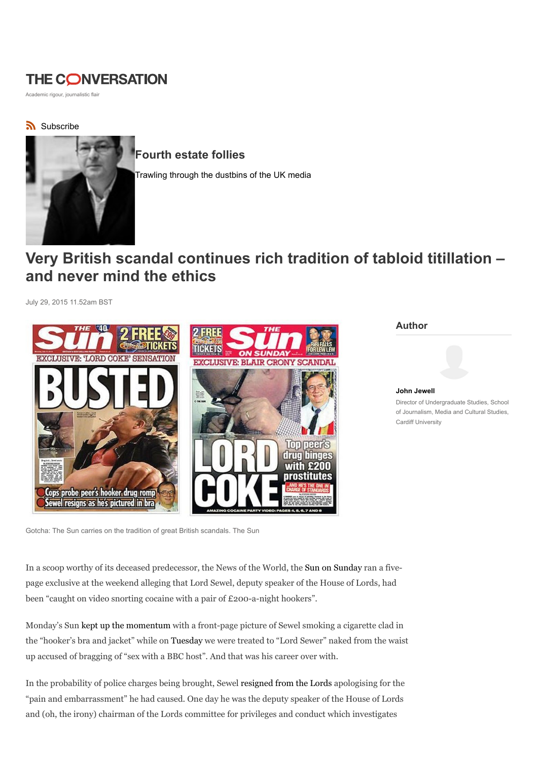# THE CONVERSATION

Academic rigour, journalistic flair

Subscribe

## Fourth estate follies

Trawling through the dustbins of the UK media

# Very British scandal continues rich tradition of tabloid titillation – and never mind the ethics

July 29, 2015 11.52am BST

Gotcha: The Sun carries on the tradition of great British scandals. The Sun

**Author**

**John Jewell**

Director of Undergraduate Studies, School of Journalism, Media and Cultural Studies, Cardiff University

In a scoop worthy of its deceased predecessor, the News of the World, the Sun on Sunday ran a five-page exclusive at the weekend alleging that Lord Sewel, deputy speaker of the House of Lords, had been "caught on video snorting cocaine with a pair of £200-a-night hookers".

Monday's Sun kept up the momentum with a front-page picture of Sewel smoking a cigarette clad in the "hooker's bra and jacket" while on Tuesday we were treated to "Lord Sewer" naked from the waist up accused of bragging of "sex with a BBC host". And that was his career over with.

In the probability of police charges being brought, Sewel resigned from the Lords apologising for the "pain and embarrassment" he had caused. One day he was the deputy speaker of the House of Lords and (oh, the irony) chairman of the Lords committee for privileges and conduct which investigates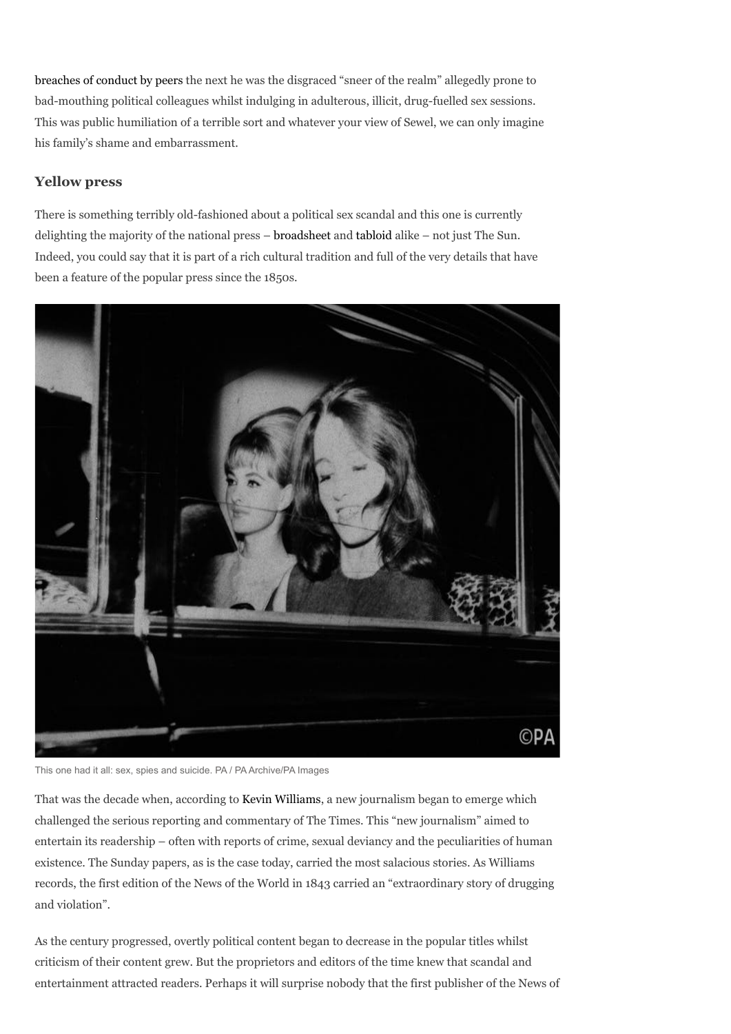breaches of conduct by peers the next he was the disgraced "sneer of the realm" allegedly prone to bad-mouthing political colleagues whilst indulging in adulterous, illicit, drug-fuelled sex sessions. This was public humiliation of a terrible sort and whatever your view of Sewel, we can only imagine his family's shame and embarrassment.

### Yellow press

There is something terribly old-fashioned about a political sex scandal and this one is currently delighting the majority of the national press – broadsheet and tabloid alike – not just The Sun. Indeed, you could say that it is part of a rich cultural tradition and full of the very details that have been a feature of the popular press since the 1850s.

This one had it all: sex, spies and suicide. PA / PA Archive/PA Images

That was the decade when, according to Kevin Williams, a new journalism began to emerge which challenged the serious reporting and commentary of The Times. This "new journalism" aimed to entertain its readership – often with reports of crime, sexual deviancy and the peculiarities of human existence. The Sunday papers, as is the case today, carried the most salacious stories. As Williams records, the first edition of the News of the World in 1843 carried an "extraordinary story of drugging and violation".

As the century progressed, overtly political content began to decrease in the popular titles whilst criticism of their content grew. But the proprietors and editors of the time knew that scandal and entertainment attracted readers. Perhaps it will surprise nobody that the first publisher of the News of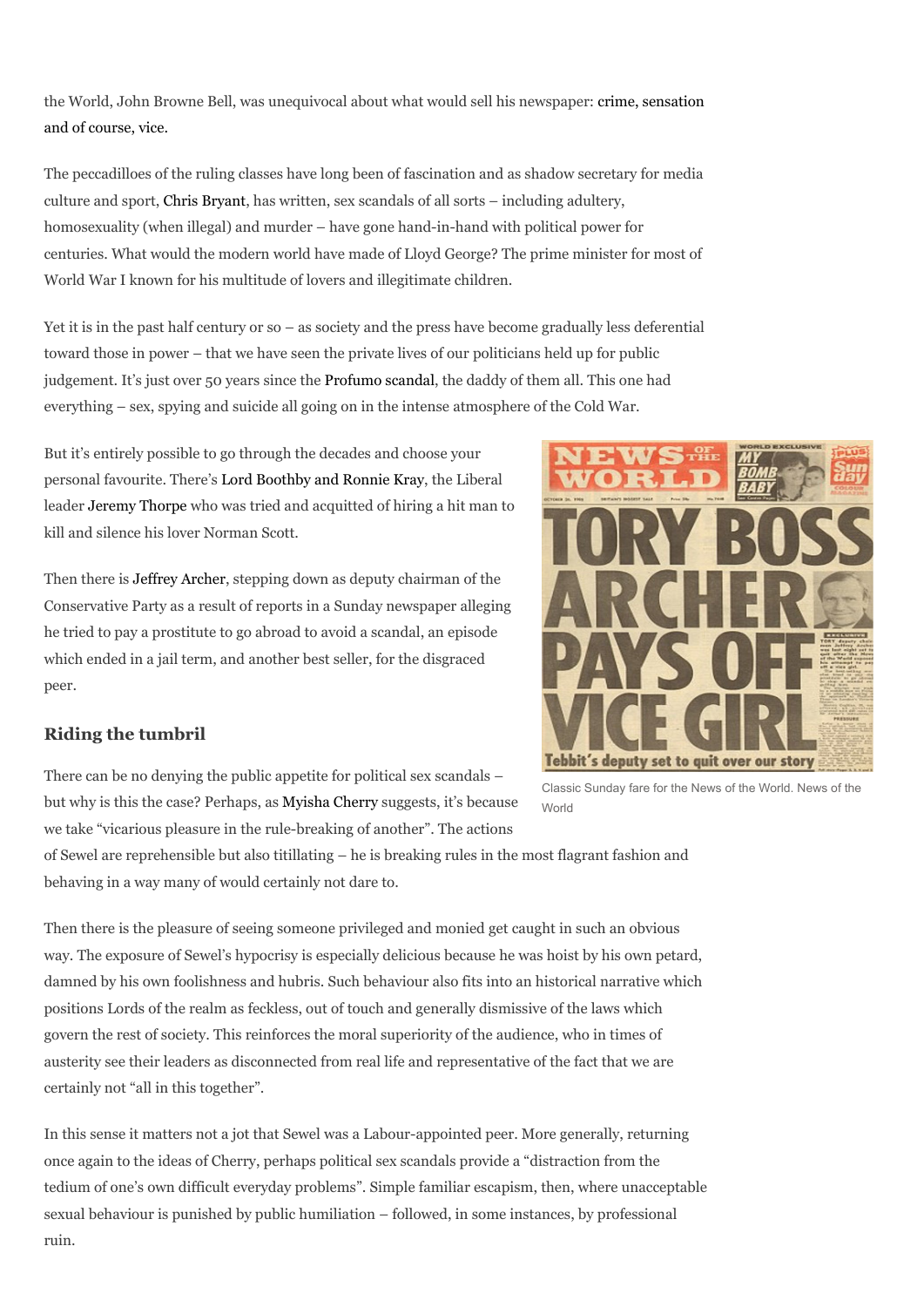the World, John Browne Bell, was unequivocal about what would sell his newspaper: crime, sensation and of course, vice.

The peccadilloes of the ruling classes have long been of fascination and as shadow secretary for media culture and sport, Chris Bryant, has written, sex scandals of all sorts – including adultery, homosexuality (when illegal) and murder – have gone hand-in-hand with political power for centuries. What would the modern world have made of Lloyd George? The prime minister for most of World War I known for his multitude of lovers and illegitimate children.

Yet it is in the past half century or so – as society and the press have become gradually less deferential toward those in power – that we have seen the private lives of our politicians held up for public judgement. It's just over 50 years since the Profumo scandal, the daddy of them all. This one had everything – sex, spying and suicide all going on in the intense atmosphere of the Cold War.

But it's entirely possible to go through the decades and choose your personal favourite. There's Lord Boothby and Ronnie Kray, the Liberal leader Jeremy Thorpe who was tried and acquitted of hiring a hit man to kill and silence his lover Norman Scott.

Then there is Jeffrey Archer, stepping down as deputy chairman of the Conservative Party as a result of reports in a Sunday newspaper alleging he tried to pay a prostitute to go abroad to avoid a scandal, an episode which ended in a jail term, and another best seller, for the disgraced peer.

Classic Sunday fare for the News of the World. News of the World

## Riding the tumbril

There can be no denying the public appetite for political sex scandals – but why is this the case? Perhaps, as Myisha Cherry suggests, it's because we take "vicarious pleasure in the rule-breaking of another". The actions of Sewel are reprehensible but also titillating – he is breaking rules in the most flagrant fashion and behaving in a way many of would certainly not dare to.

Then there is the pleasure of seeing someone privileged and monied get caught in such an obvious way. The exposure of Sewel's hypocrisy is especially delicious because he was hoist by his own petard, damned by his own foolishness and hubris. Such behaviour also fits into an historical narrative which positions Lords of the realm as feckless, out of touch and generally dismissive of the laws which govern the rest of society. This reinforces the moral superiority of the audience, who in times of austerity see their leaders as disconnected from real life and representative of the fact that we are certainly not "all in this together".

In this sense it matters not a jot that Sewel was a Labour-appointed peer. More generally, returning once again to the ideas of Cherry, perhaps political sex scandals provide a "distraction from the tedium of one's own difficult everyday problems". Simple familiar escapism, then, where unacceptable sexual behaviour is punished by public humiliation – followed, in some instances, by professional ruin.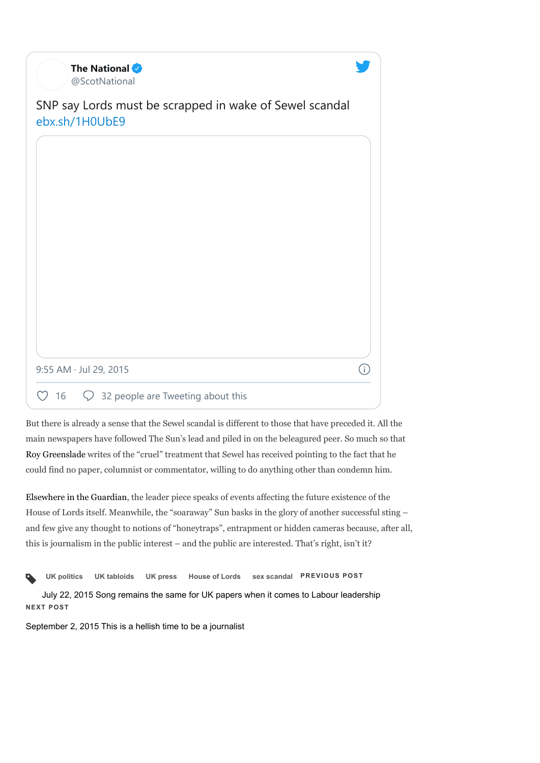**The National** @ScotNational

SNP say Lords must be scrapped in wake of Sewel scandal ebx.sh/1H0UbE9

9:55 AM · Jul 29, 2015

16 · 32 people are Tweeting about this

But there is already a sense that the Sewel scandal is different to those that have preceded it. All the main newspapers have followed The Sun's lead and piled in on the beleagured peer. So much so that Roy Greenslade writes of the "cruel" treatment that Sewel has received pointing to the fact that he could find no paper, columnist or commentator, willing to do anything other than condemn him.

Elsewhere in the Guardian, the leader piece speaks of events affecting the future existence of the House of Lords itself. Meanwhile, the "soaraway" Sun basks in the glory of another successful sting – and few give any thought to notions of "honeytraps", entrapment or hidden cameras because, after all, this is journalism in the public interest – and the public are interested. That's right, isn't it?

UK politics · UK tabloids · UK press · House of Lords · sex scandal

**PREVIOUS POST**

July 22, 2015 Song remains the same for UK papers when it comes to Labour leadership

**NEXT POST**

September 2, 2015 This is a hellish time to be a journalist